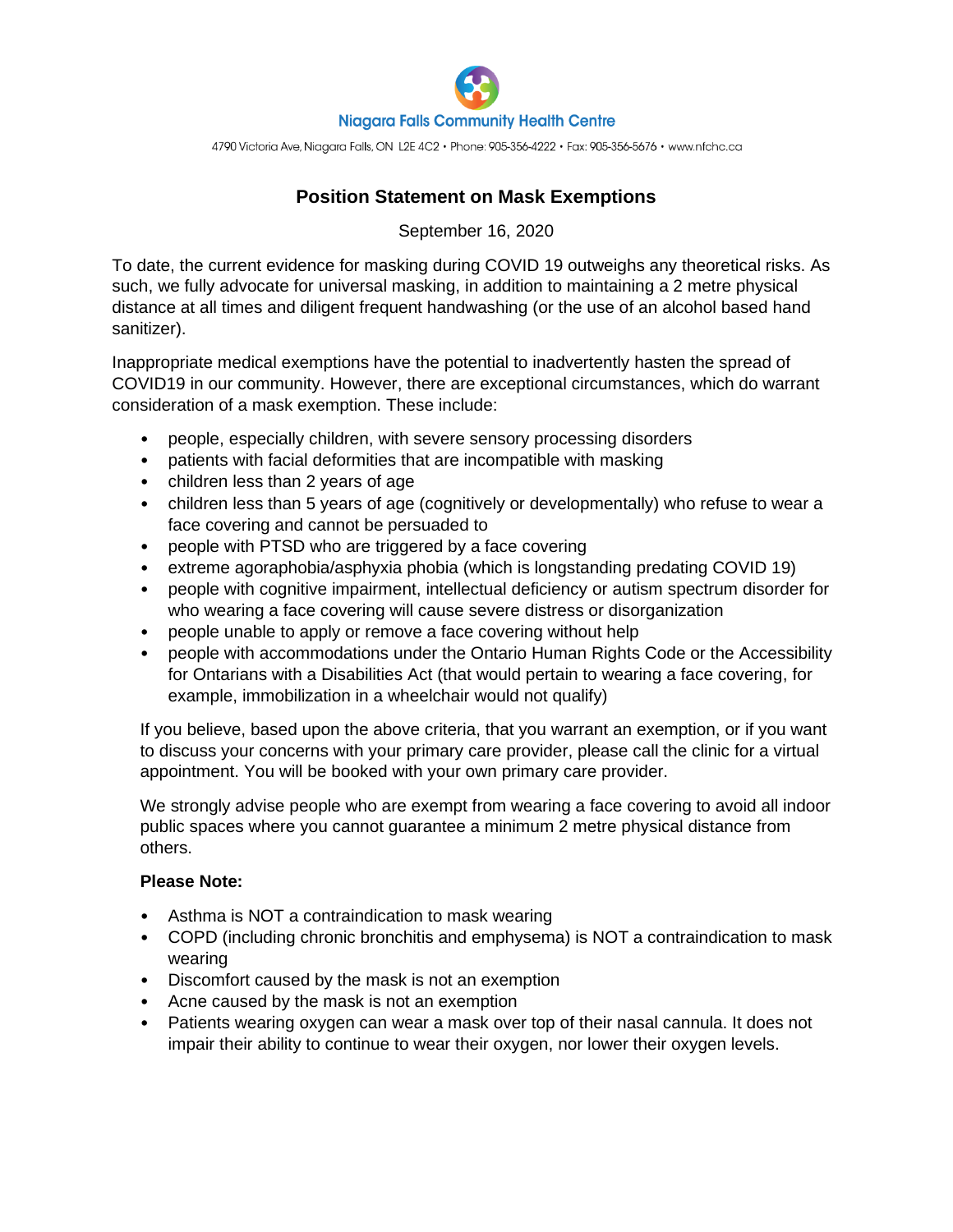Niagara Falls Community Health Centre

4790 Victoria Ave, Niagara Falls, ON L2E 4C2 • Phone: 905-356-4222 • Fax: 905-356-5676 • www.nfchc.ca

# Position Statement on Mask Exemptions

September 16, 2020

To date, the current evidence for masking during COVID 19 outweighs any theoretical risks. As such, we fully advocate for universal masking, in addition to maintaining a 2 metre physical distance at all times and diligent frequent handwashing (or the use of an alcohol based hand sanitizer).

Inappropriate medical exemptions have the potential to inadvertently hasten the spread of COVID19 in our community. However, there are exceptional circumstances, which do warrant consideration of a mask exemption. These include:

- people, especially children, with severe sensory processing disorders
- patients with facial deformities that are incompatible with masking
- children less than 2 years of age
- children less than 5 years of age (cognitively or developmentally) who refuse to wear a face covering and cannot be persuaded to
- people with PTSD who are triggered by a face covering
- extreme agoraphobia/asphyxia phobia (which is longstanding predating COVID 19)
- people with cognitive impairment, intellectual deficiency or autism spectrum disorder for who wearing a face covering will cause severe distress or disorganization
- people unable to apply or remove a face covering without help
- people with accommodations under the Ontario Human Rights Code or the Accessibility for Ontarians with a Disabilities Act (that would pertain to wearing a face covering, for example, immobilization in a wheelchair would not qualify)

If you believe, based upon the above criteria, that you warrant an exemption, or if you want to discuss your concerns with your primary care provider, please call the clinic for a virtual appointment. You will be booked with your own primary care provider.

We strongly advise people who are exempt from wearing a face covering to avoid all indoor public spaces where you cannot guarantee a minimum 2 metre physical distance from others.

**Please Note:**

- Asthma is NOT a contraindication to mask wearing
- COPD (including chronic bronchitis and emphysema) is NOT a contraindication to mask wearing
- Discomfort caused by the mask is not an exemption
- Acne caused by the mask is not an exemption
- Patients wearing oxygen can wear a mask over top of their nasal cannula. It does not impair their ability to continue to wear their oxygen, nor lower their oxygen levels.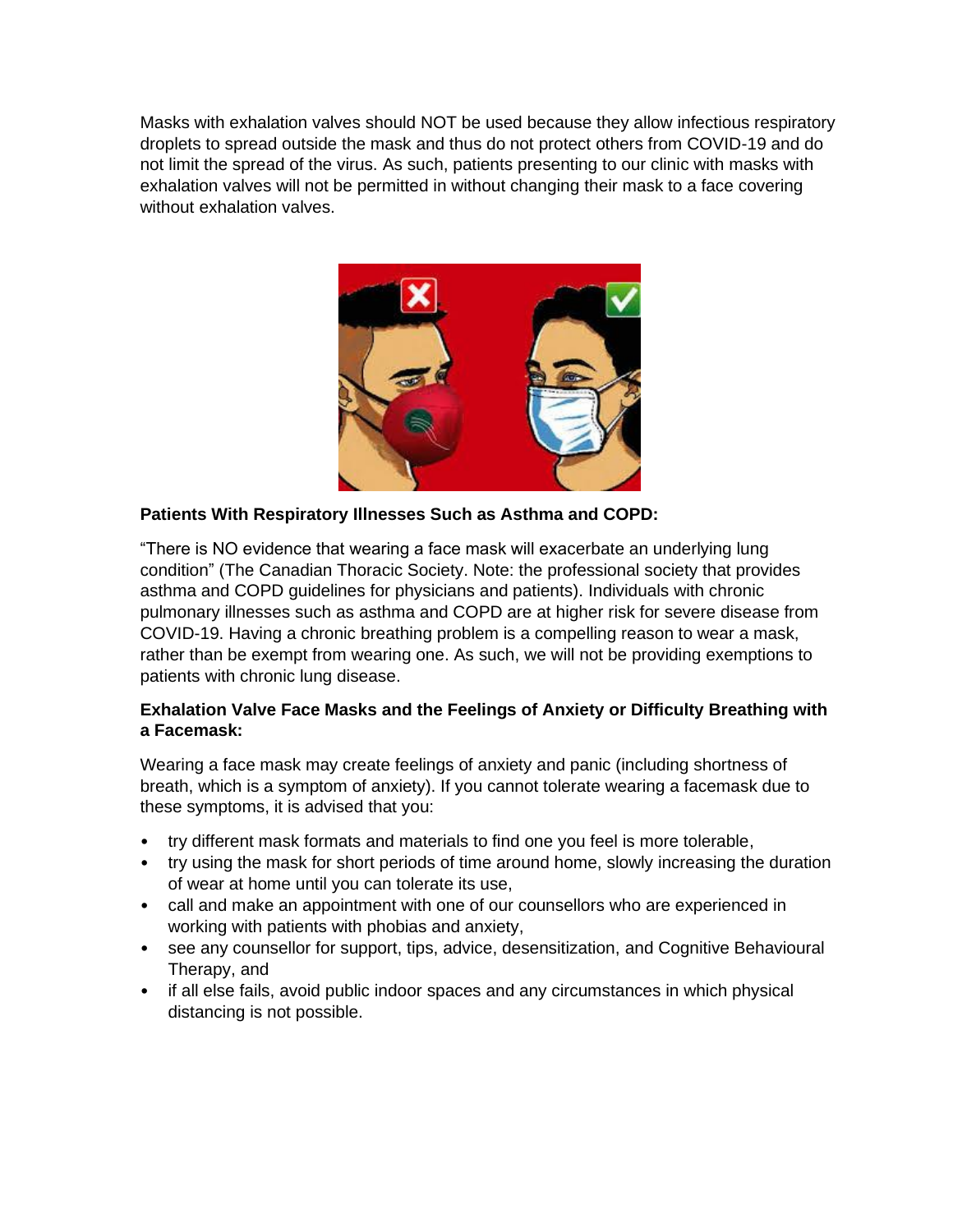Masks with exhalation valves should NOT be used because they allow infectious respiratory droplets to spread outside the mask and thus do not protect others from COVID-19 and do not limit the spread of the virus. As such, patients presenting to our clinic with masks with exhalation valves will not be permitted in without changing their mask to a face covering without exhalation valves.

**Patients With Respiratory Illnesses Such as Asthma and COPD:**

"There is NO evidence that wearing a face mask will exacerbate an underlying lung condition" (The Canadian Thoracic Society. Note: the professional society that provides asthma and COPD guidelines for physicians and patients). Individuals with chronic pulmonary illnesses such as asthma and COPD are at higher risk for severe disease from COVID-19. Having a chronic breathing problem is a compelling reason to wear a mask, rather than be exempt from wearing one. As such, we will not be providing exemptions to patients with chronic lung disease.

**Exhalation Valve Face Masks and the Feelings of Anxiety or Difficulty Breathing with a Facemask:**

Wearing a face mask may create feelings of anxiety and panic (including shortness of breath, which is a symptom of anxiety). If you cannot tolerate wearing a facemask due to these symptoms, it is advised that you:

- try different mask formats and materials to find one you feel is more tolerable,
- try using the mask for short periods of time around home, slowly increasing the duration of wear at home until you can tolerate its use,
- call and make an appointment with one of our counsellors who are experienced in working with patients with phobias and anxiety,
- see any counsellor for support, tips, advice, desensitization, and Cognitive Behavioural Therapy, and
- if all else fails, avoid public indoor spaces and any circumstances in which physical distancing is not possible.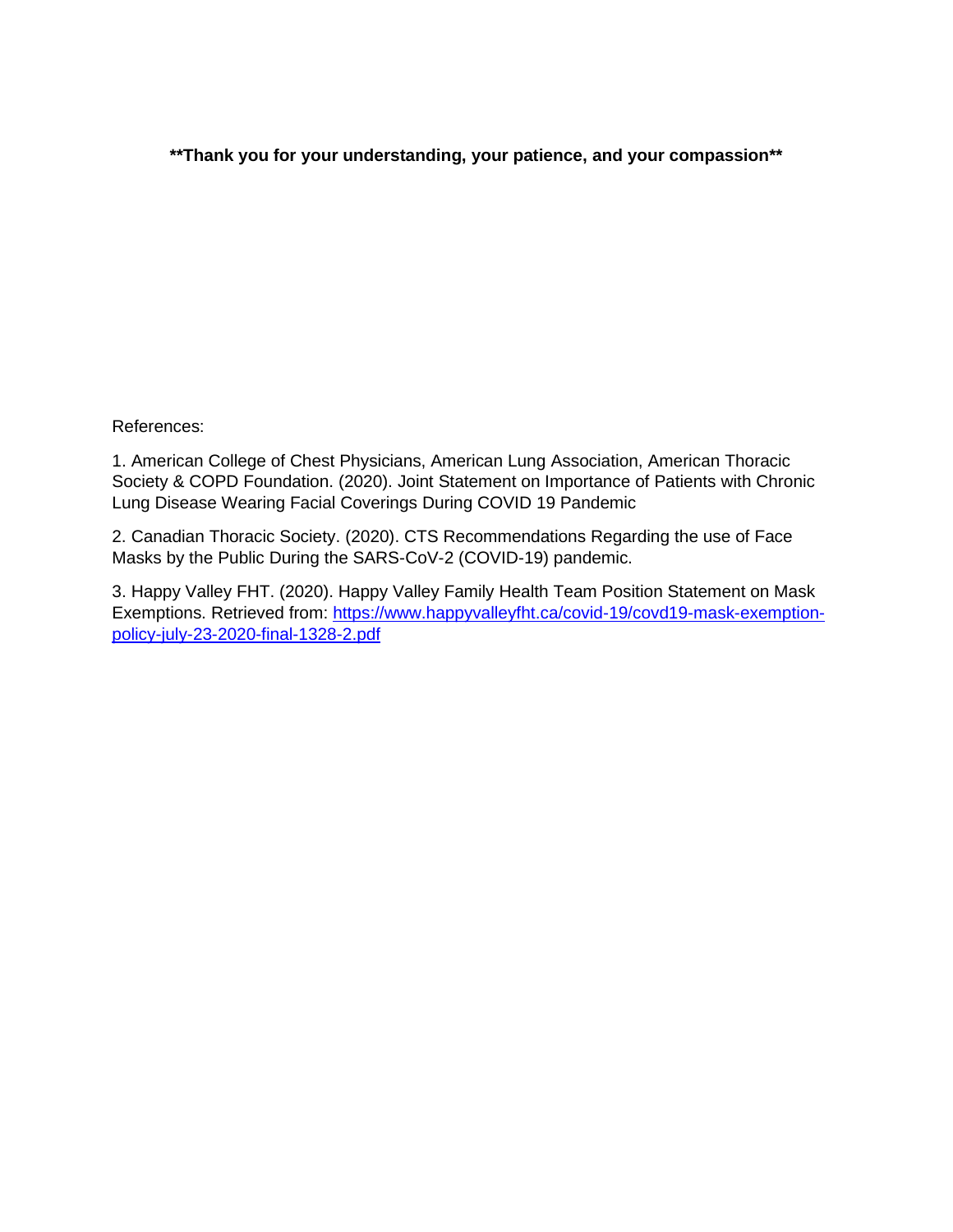**\*\*Thank you for your understanding, your patience, and your compassion\*\***

References:

1. American College of Chest Physicians, American Lung Association, American Thoracic Society & COPD Foundation. (2020). Joint Statement on Importance of Patients with Chronic Lung Disease Wearing Facial Coverings During COVID 19 Pandemic

2. Canadian Thoracic Society. (2020). CTS Recommendations Regarding the use of Face Masks by the Public During the SARS-CoV-2 (COVID-19) pandemic.

3. Happy Valley FHT. (2020). Happy Valley Family Health Team Position Statement on Mask Exemptions. Retrieved from: [https://www.happyvalleyfht.ca/covid-19/covd19-mask-exemption-policy-july-23-2020-final-1328-2.pdf](https://www.happyvalleyfht.ca/covid-19/covd19-mask-exemption-policy-july-23-2020-final-1328-2.pdf)